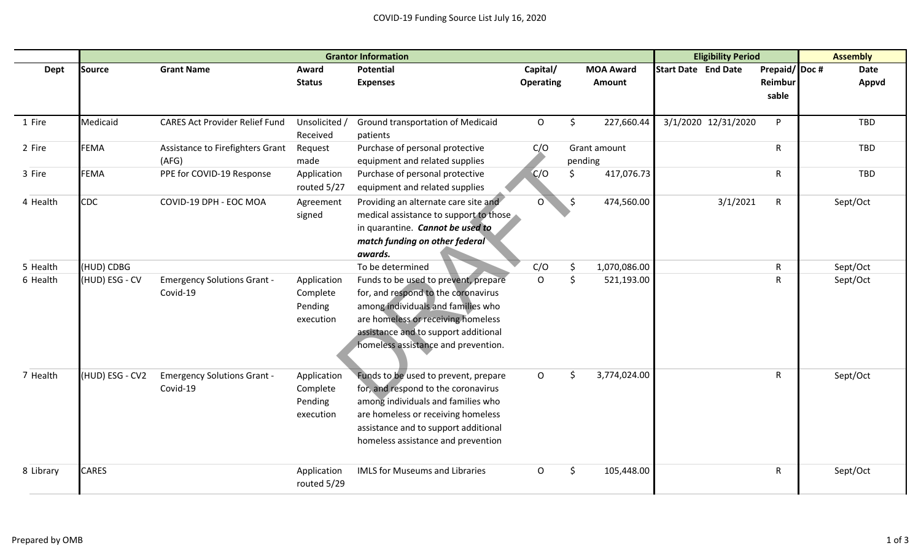# COVID-19 Funding Source List July 16, 2020

| | Grantor Information | | | | | | Eligibility Period | | | Assembly | |
|---|---|---|---|---|---|---|---|---|---|---|---|
| Dept | Source | Grant Name | Award Status | Potential Expenses | Capital/ Operating | MOA Award Amount | Start Date | End Date | Prepaid/ Reimbursable | Doc # | Date Appvd |
| 1 Fire | Medicaid | CARES Act Provider Relief Fund | Unsolicited / Received | Ground transportation of Medicaid patients | O | $ 227,660.44 | 3/1/2020 | 12/31/2020 | P | | TBD |
| 2 Fire | FEMA | Assistance to Firefighters Grant (AFG) | Request made | Purchase of personal protective equipment and related supplies | C/O | Grant amount pending | | | R | | TBD |
| 3 Fire | FEMA | PPE for COVID-19 Response | Application routed 5/27 | Purchase of personal protective equipment and related supplies | C/O | $ 417,076.73 | | | R | | TBD |
| 4 Health | CDC | COVID-19 DPH - EOC MOA | Agreement signed | Providing an alternate care site and medical assistance to support to those in quarantine. ***Cannot be used to match funding on other federal awards.*** | O | $ 474,560.00 | | 3/1/2021 | R | | Sept/Oct |
| 5 Health | (HUD) CDBG | | | To be determined | C/O | $ 1,070,086.00 | | | R | | Sept/Oct |
| 6 Health | (HUD) ESG - CV | Emergency Solutions Grant - Covid-19 | Application Complete Pending execution | Funds to be used to prevent, prepare for, and respond to the coronavirus among individuals and families who are homeless or receiving homeless assistance and to support additional homeless assistance and prevention. | O | $ 521,193.00 | | | R | | Sept/Oct |
| 7 Health | (HUD) ESG - CV2 | Emergency Solutions Grant - Covid-19 | Application Complete Pending execution | Funds to be used to prevent, prepare for, and respond to the coronavirus among individuals and families who are homeless or receiving homeless assistance and to support additional homeless assistance and prevention | O | $ 3,774,024.00 | | | R | | Sept/Oct |
| 8 Library | CARES | | Application routed 5/29 | IMLS for Museums and Libraries | O | $ 105,448.00 | | | R | | Sept/Oct |

Prepared by OMB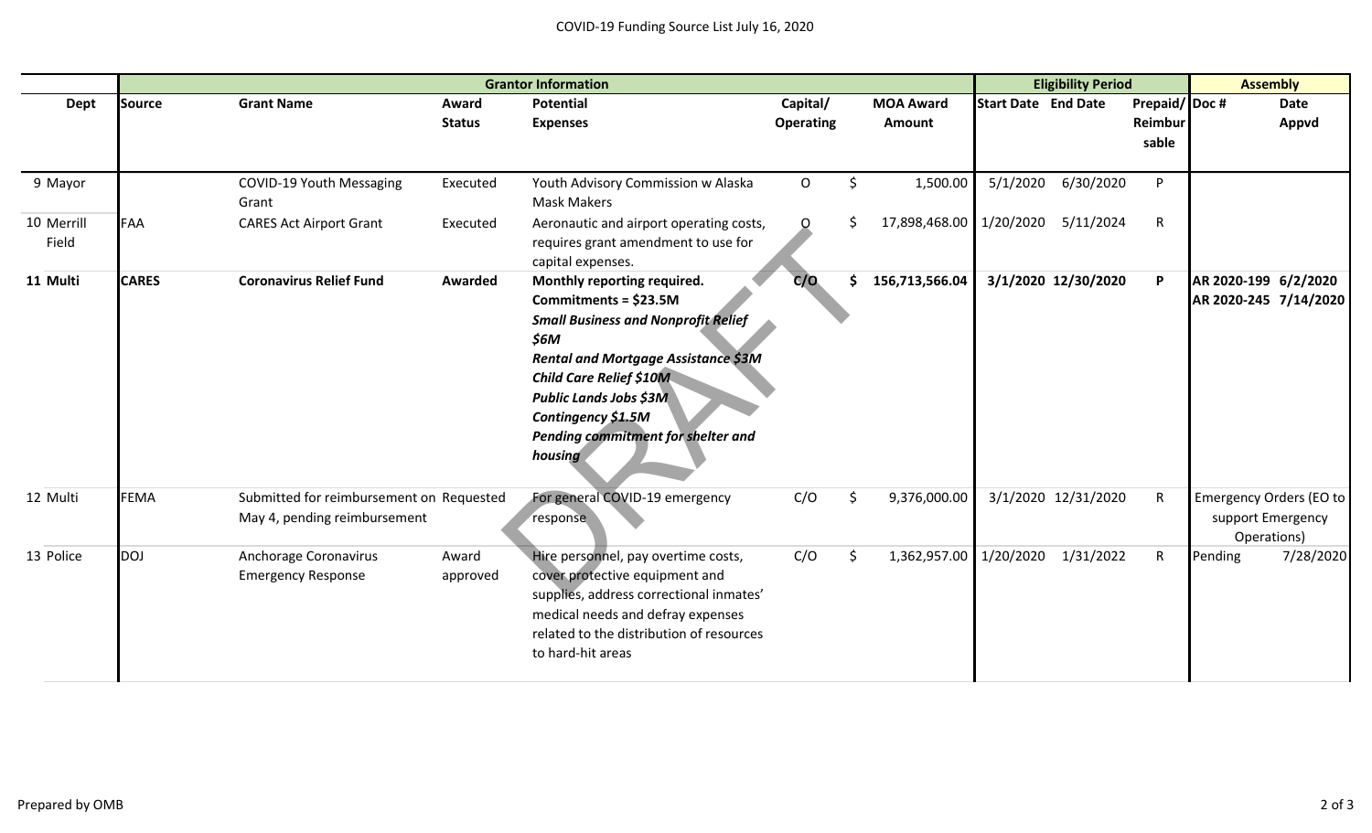COVID-19 Funding Source List July 16, 2020

| | Grantor Information | | | | | | Eligibility Period | | | Assembly | |
|---|---|---|---|---|---|---|---|---|---|---|---|
| Dept | Source | Grant Name | Award Status | Potential Expenses | Capital/ Operating | MOA Award Amount | Start Date | End Date | Prepaid/ Reimbursable | Doc # | Date Appvd |
| 9 Mayor | | COVID-19 Youth Messaging Grant | Executed | Youth Advisory Commission w Alaska Mask Makers | O | $ 1,500.00 | 5/1/2020 | 6/30/2020 | P | | |
| 10 Merrill Field | FAA | CARES Act Airport Grant | Executed | Aeronautic and airport operating costs, requires grant amendment to use for capital expenses. | O | $ 17,898,468.00 | 1/20/2020 | 5/11/2024 | R | | |
| **11 Multi** | **CARES** | **Coronavirus Relief Fund** | **Awarded** | **Monthly reporting required. Commitments = $23.5M** ***Small Business and Nonprofit Relief $6M*** ***Rental and Mortgage Assistance $3M*** ***Child Care Relief $10M*** ***Public Lands Jobs $3M*** ***Contingency $1.5M*** ***Pending commitment for shelter and housing*** | **C/O** | **$ 156,713,566.04** | **3/1/2020** | **12/30/2020** | **P** | **AR 2020-199** **AR 2020-245** | **6/2/2020** **7/14/2020** |
| 12 Multi | FEMA | Submitted for reimbursement on May 4, pending reimbursement | Requested | For general COVID-19 emergency response | C/O | $ 9,376,000.00 | 3/1/2020 | 12/31/2020 | R | Emergency Orders (EO to support Emergency Operations) | |
| 13 Police | DOJ | Anchorage Coronavirus Emergency Response | Award approved | Hire personnel, pay overtime costs, cover protective equipment and supplies, address correctional inmates' medical needs and defray expenses related to the distribution of resources to hard-hit areas | C/O | $ 1,362,957.00 | 1/20/2020 | 1/31/2022 | R | Pending | 7/28/2020 |

Prepared by OMB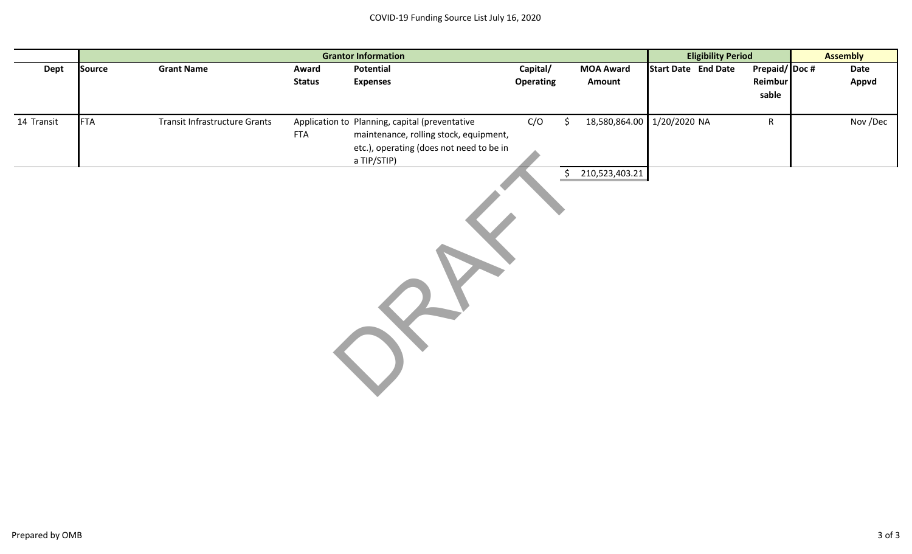COVID-19 Funding Source List July 16, 2020

| | Grantor Information | | | | | | Eligibility Period | | | | Assembly |
|---|---|---|---|---|---|---|---|---|---|---|---|
| **Dept** | **Source** | **Grant Name** | **Award Status** | **Potential Expenses** | **Capital/ Operating** | **MOA Award Amount** | **Start Date** | **End Date** | **Prepaid/ Reimbursable** | **Doc #** | **Date Appvd** |
| 14 Transit | FTA | Transit Infrastructure Grants | Application to FTA | Planning, capital (preventative maintenance, rolling stock, equipment, etc.), operating (does not need to be in a TIP/STIP) | C/O | $ 18,580,864.00 | 1/20/2020 | NA | R | | Nov /Dec |
| | | | | | | $ 210,523,403.21 | | | | | |

DRAFT

Prepared by OMB